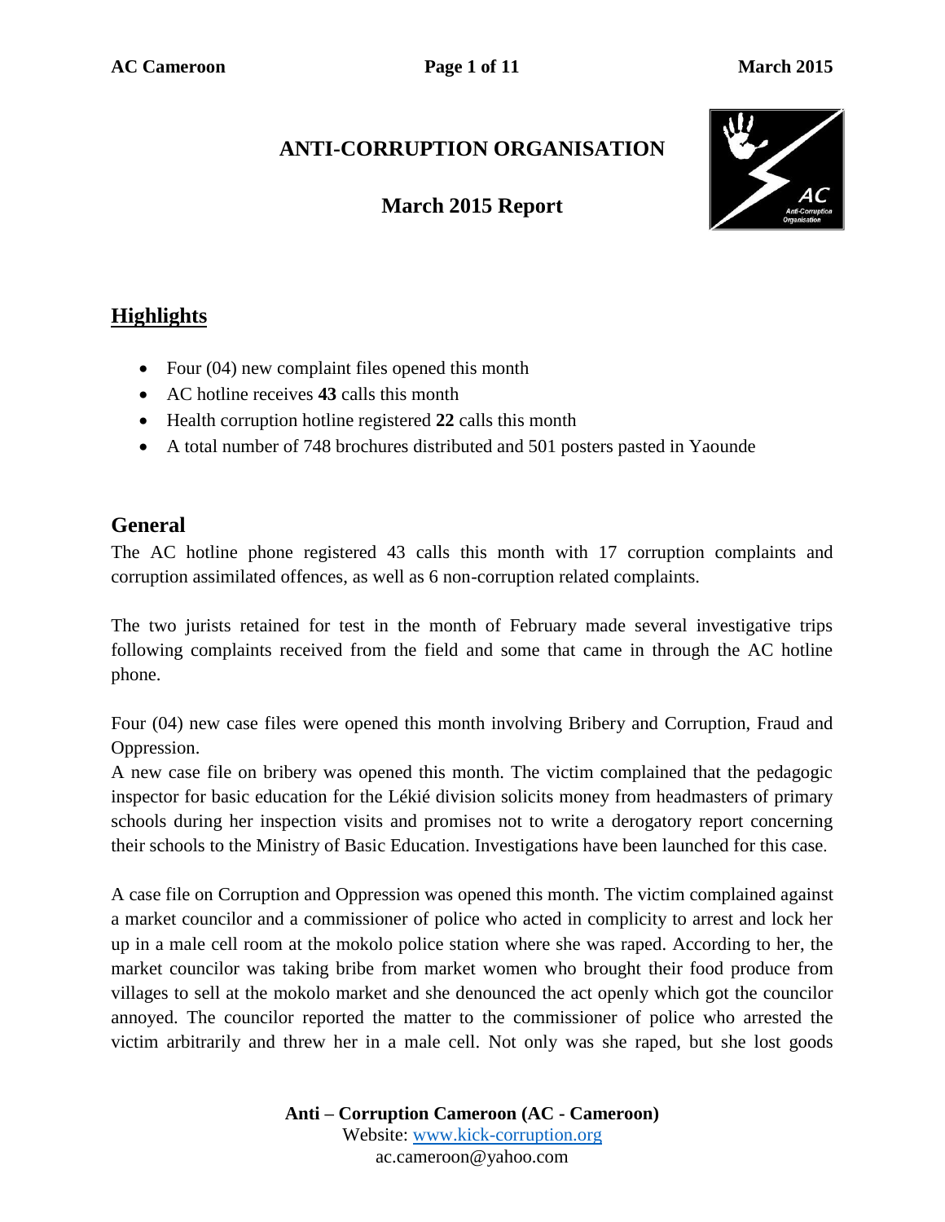# ANTI-CORRUPTION ORGANISATION

## March 2015 Report

## Highlights

- Four (04) new complaint files opened this month
- AC hotline receives **43** calls this month
- Health corruption hotline registered **22** calls this month
- A total number of 748 brochures distributed and 501 posters pasted in Yaounde

## General

The AC hotline phone registered 43 calls this month with 17 corruption complaints and corruption assimilated offences, as well as 6 non-corruption related complaints.

The two jurists retained for test in the month of February made several investigative trips following complaints received from the field and some that came in through the AC hotline phone.

Four (04) new case files were opened this month involving Bribery and Corruption, Fraud and Oppression.
A new case file on bribery was opened this month. The victim complained that the pedagogic inspector for basic education for the Lékié division solicits money from headmasters of primary schools during her inspection visits and promises not to write a derogatory report concerning their schools to the Ministry of Basic Education. Investigations have been launched for this case.

A case file on Corruption and Oppression was opened this month. The victim complained against a market councilor and a commissioner of police who acted in complicity to arrest and lock her up in a male cell room at the mokolo police station where she was raped. According to her, the market councilor was taking bribe from market women who brought their food produce from villages to sell at the mokolo market and she denounced the act openly which got the councilor annoyed. The councilor reported the matter to the commissioner of police who arrested the victim arbitrarily and threw her in a male cell. Not only was she raped, but she lost goods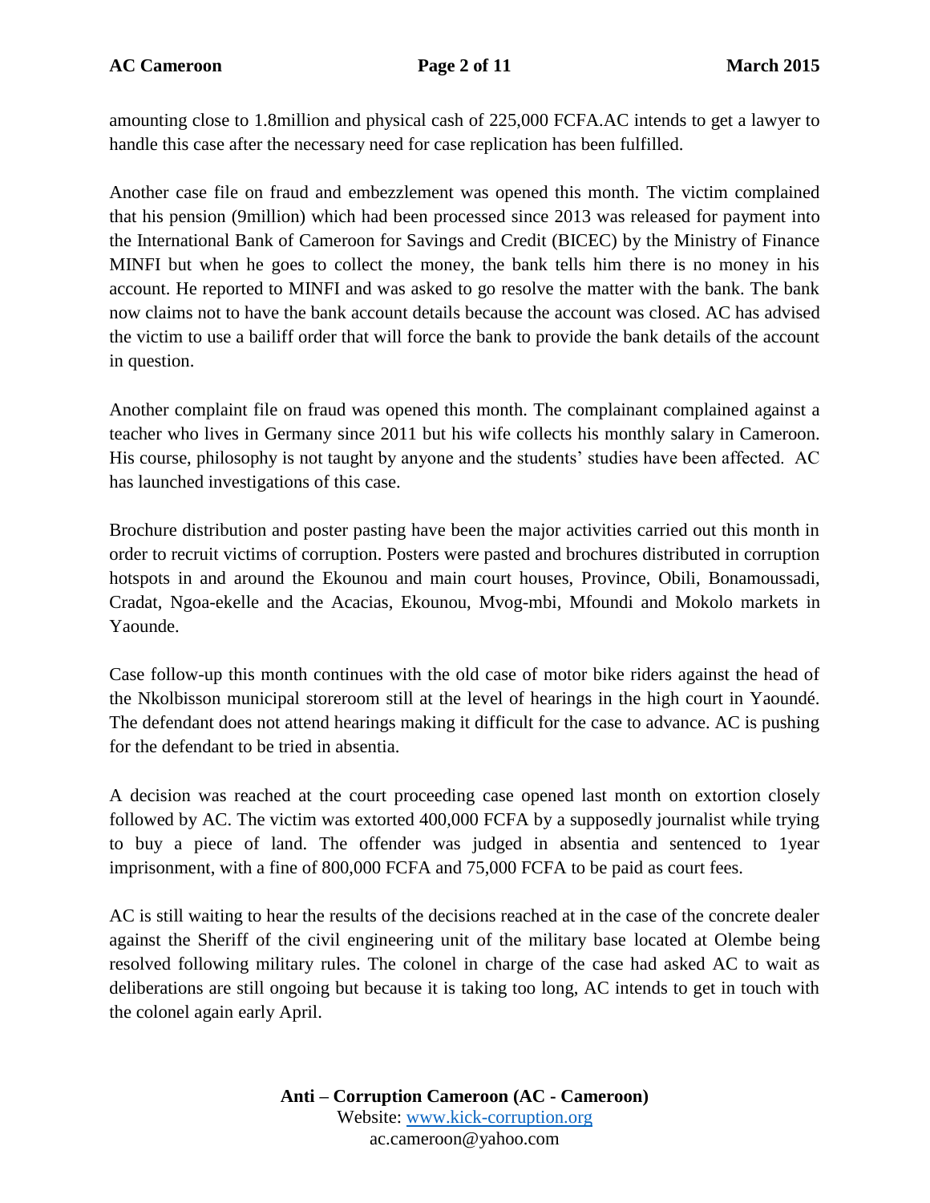amounting close to 1.8million and physical cash of 225,000 FCFA.AC intends to get a lawyer to handle this case after the necessary need for case replication has been fulfilled.

Another case file on fraud and embezzlement was opened this month. The victim complained that his pension (9million) which had been processed since 2013 was released for payment into the International Bank of Cameroon for Savings and Credit (BICEC) by the Ministry of Finance MINFI but when he goes to collect the money, the bank tells him there is no money in his account. He reported to MINFI and was asked to go resolve the matter with the bank. The bank now claims not to have the bank account details because the account was closed. AC has advised the victim to use a bailiff order that will force the bank to provide the bank details of the account in question.

Another complaint file on fraud was opened this month. The complainant complained against a teacher who lives in Germany since 2011 but his wife collects his monthly salary in Cameroon. His course, philosophy is not taught by anyone and the students' studies have been affected. AC has launched investigations of this case.

Brochure distribution and poster pasting have been the major activities carried out this month in order to recruit victims of corruption. Posters were pasted and brochures distributed in corruption hotspots in and around the Ekounou and main court houses, Province, Obili, Bonamoussadi, Cradat, Ngoa-ekelle and the Acacias, Ekounou, Mvog-mbi, Mfoundi and Mokolo markets in Yaounde.

Case follow-up this month continues with the old case of motor bike riders against the head of the Nkolbisson municipal storeroom still at the level of hearings in the high court in Yaoundé. The defendant does not attend hearings making it difficult for the case to advance. AC is pushing for the defendant to be tried in absentia.

A decision was reached at the court proceeding case opened last month on extortion closely followed by AC. The victim was extorted 400,000 FCFA by a supposedly journalist while trying to buy a piece of land. The offender was judged in absentia and sentenced to 1year imprisonment, with a fine of 800,000 FCFA and 75,000 FCFA to be paid as court fees.

AC is still waiting to hear the results of the decisions reached at in the case of the concrete dealer against the Sheriff of the civil engineering unit of the military base located at Olembe being resolved following military rules. The colonel in charge of the case had asked AC to wait as deliberations are still ongoing but because it is taking too long, AC intends to get in touch with the colonel again early April.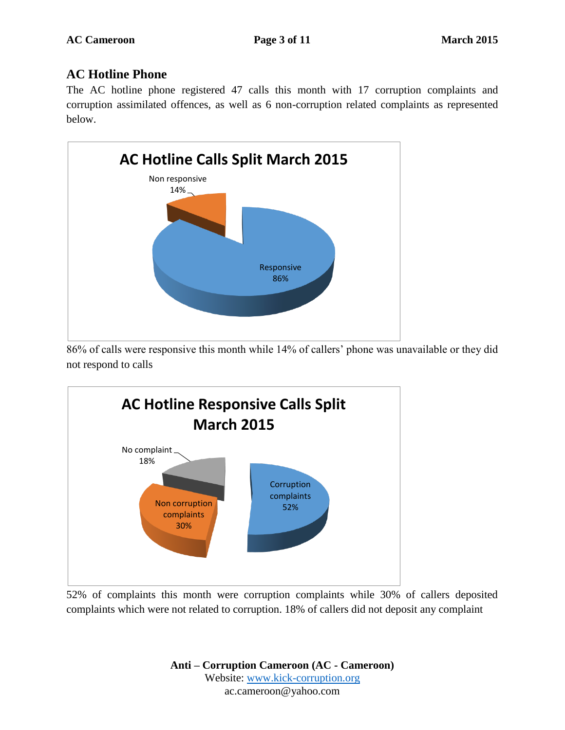## AC Hotline Phone

The AC hotline phone registered 47 calls this month with 17 corruption complaints and corruption assimilated offences, as well as 6 non-corruption related complaints as represented below.

**AC Hotline Calls Split March 2015**

Non responsive 14%

Responsive 86%

86% of calls were responsive this month while 14% of callers' phone was unavailable or they did not respond to calls

**AC Hotline Responsive Calls Split March 2015**

No complaint 18%

Corruption complaints 52%

Non corruption complaints 30%

52% of complaints this month were corruption complaints while 30% of callers deposited complaints which were not related to corruption. 18% of callers did not deposit any complaint

**Anti – Corruption Cameroon (AC - Cameroon)**
Website: www.kick-corruption.org
ac.cameroon@yahoo.com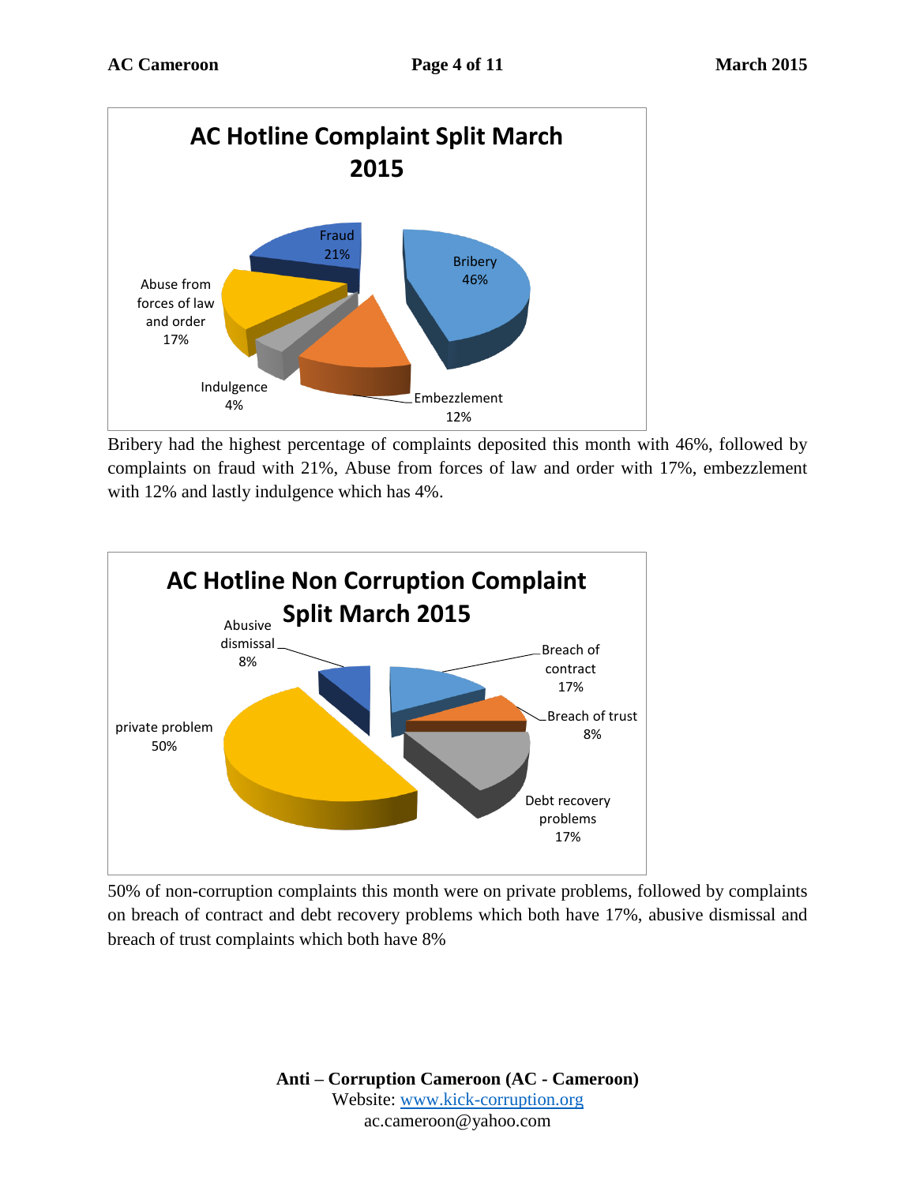AC Hotline Complaint Split March 2015

Fraud
21%

Bribery
46%

Abuse from forces of law and order
17%

Indulgence
4%

Embezzlement
12%

Bribery had the highest percentage of complaints deposited this month with 46%, followed by complaints on fraud with 21%, Abuse from forces of law and order with 17%, embezzlement with 12% and lastly indulgence which has 4%.

AC Hotline Non Corruption Complaint Split March 2015

Abusive dismissal
8%

Breach of contract
17%

Breach of trust
8%

private problem
50%

Debt recovery problems
17%

50% of non-corruption complaints this month were on private problems, followed by complaints on breach of contract and debt recovery problems which both have 17%, abusive dismissal and breach of trust complaints which both have 8%

**Anti – Corruption Cameroon (AC - Cameroon)**
Website: [www.kick-corruption.org](http://www.kick-corruption.org)
ac.cameroon@yahoo.com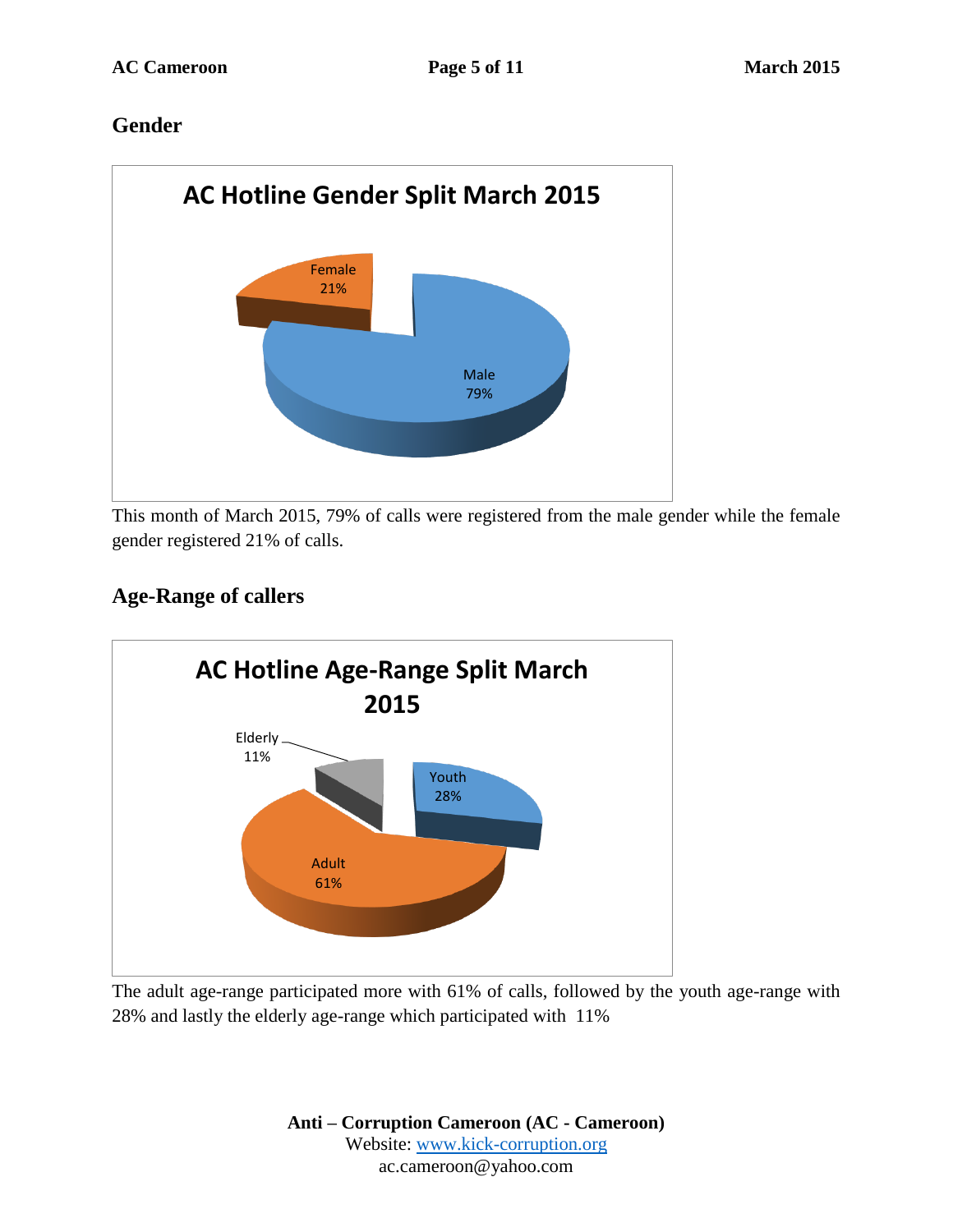## Gender

AC Hotline Gender Split March 2015

Female
21%

Male
79%

This month of March 2015, 79% of calls were registered from the male gender while the female gender registered 21% of calls.

## Age-Range of callers

AC Hotline Age-Range Split March 2015

Elderly
11%

Youth
28%

Adult
61%

The adult age-range participated more with 61% of calls, followed by the youth age-range with 28% and lastly the elderly age-range which participated with 11%

**Anti – Corruption Cameroon (AC - Cameroon)**
Website: www.kick-corruption.org
ac.cameroon@yahoo.com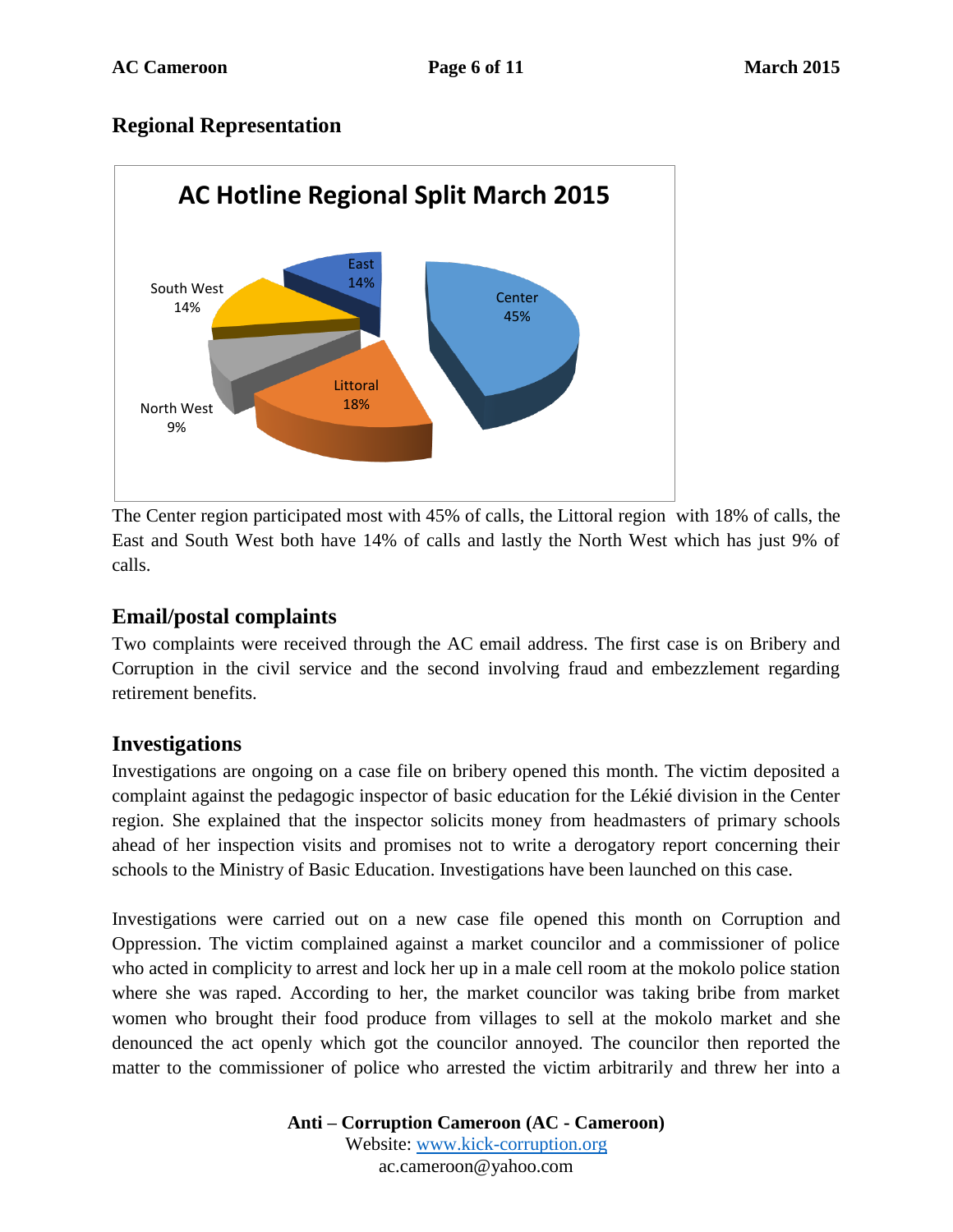## Regional Representation

AC Hotline Regional Split March 2015

East
14%

Center
45%

South West
14%

North West
9%

Littoral
18%

The Center region participated most with 45% of calls, the Littoral region with 18% of calls, the East and South West both have 14% of calls and lastly the North West which has just 9% of calls.

## Email/postal complaints

Two complaints were received through the AC email address. The first case is on Bribery and Corruption in the civil service and the second involving fraud and embezzlement regarding retirement benefits.

## Investigations

Investigations are ongoing on a case file on bribery opened this month. The victim deposited a complaint against the pedagogic inspector of basic education for the Lékié division in the Center region. She explained that the inspector solicits money from headmasters of primary schools ahead of her inspection visits and promises not to write a derogatory report concerning their schools to the Ministry of Basic Education. Investigations have been launched on this case.

Investigations were carried out on a new case file opened this month on Corruption and Oppression. The victim complained against a market councilor and a commissioner of police who acted in complicity to arrest and lock her up in a male cell room at the mokolo police station where she was raped. According to her, the market councilor was taking bribe from market women who brought their food produce from villages to sell at the mokolo market and she denounced the act openly which got the councilor annoyed. The councilor then reported the matter to the commissioner of police who arrested the victim arbitrarily and threw her into a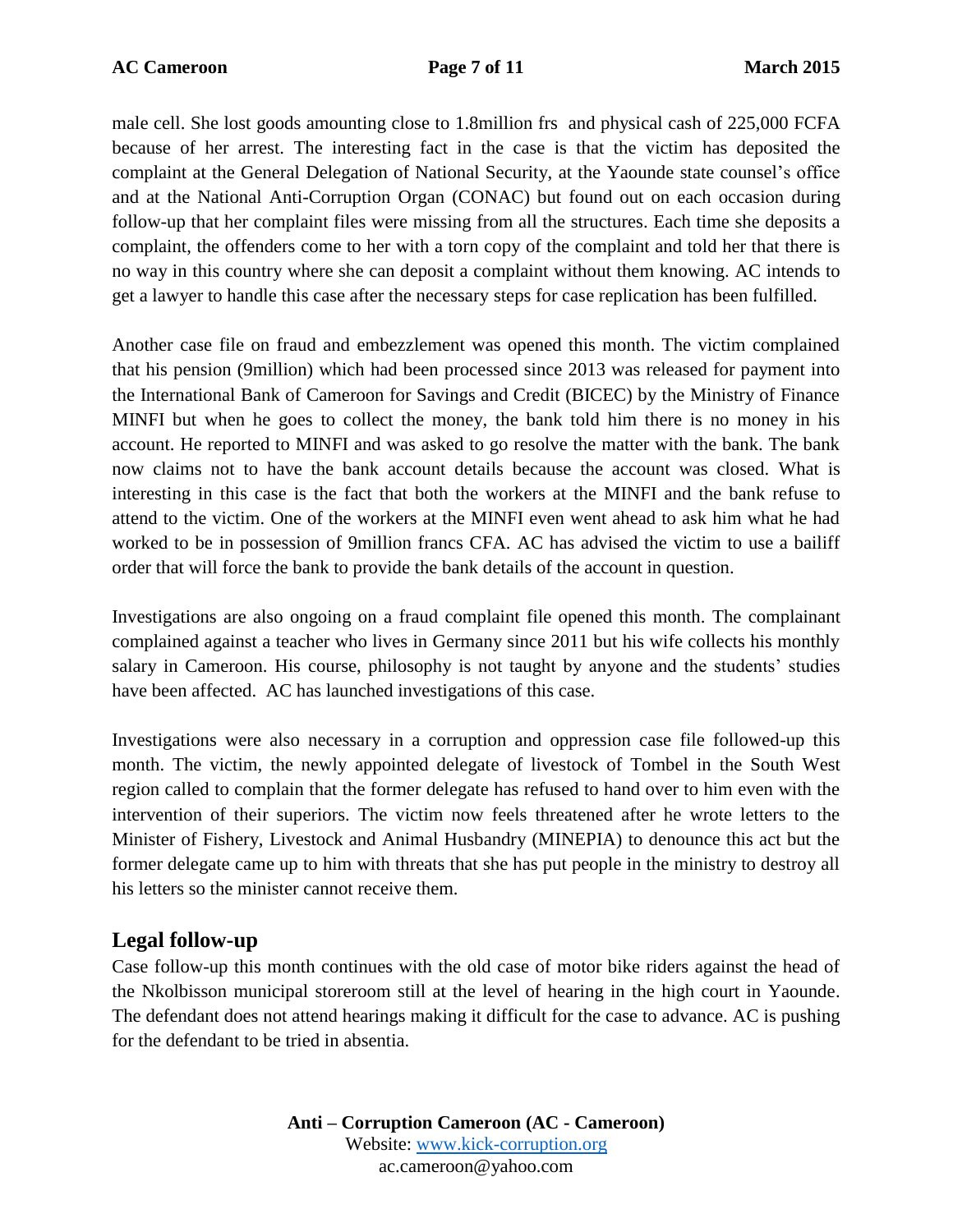male cell. She lost goods amounting close to 1.8million frs and physical cash of 225,000 FCFA because of her arrest. The interesting fact in the case is that the victim has deposited the complaint at the General Delegation of National Security, at the Yaounde state counsel's office and at the National Anti-Corruption Organ (CONAC) but found out on each occasion during follow-up that her complaint files were missing from all the structures. Each time she deposits a complaint, the offenders come to her with a torn copy of the complaint and told her that there is no way in this country where she can deposit a complaint without them knowing. AC intends to get a lawyer to handle this case after the necessary steps for case replication has been fulfilled.

Another case file on fraud and embezzlement was opened this month. The victim complained that his pension (9million) which had been processed since 2013 was released for payment into the International Bank of Cameroon for Savings and Credit (BICEC) by the Ministry of Finance MINFI but when he goes to collect the money, the bank told him there is no money in his account. He reported to MINFI and was asked to go resolve the matter with the bank. The bank now claims not to have the bank account details because the account was closed. What is interesting in this case is the fact that both the workers at the MINFI and the bank refuse to attend to the victim. One of the workers at the MINFI even went ahead to ask him what he had worked to be in possession of 9million francs CFA. AC has advised the victim to use a bailiff order that will force the bank to provide the bank details of the account in question.

Investigations are also ongoing on a fraud complaint file opened this month. The complainant complained against a teacher who lives in Germany since 2011 but his wife collects his monthly salary in Cameroon. His course, philosophy is not taught by anyone and the students' studies have been affected. AC has launched investigations of this case.

Investigations were also necessary in a corruption and oppression case file followed-up this month. The victim, the newly appointed delegate of livestock of Tombel in the South West region called to complain that the former delegate has refused to hand over to him even with the intervention of their superiors. The victim now feels threatened after he wrote letters to the Minister of Fishery, Livestock and Animal Husbandry (MINEPIA) to denounce this act but the former delegate came up to him with threats that she has put people in the ministry to destroy all his letters so the minister cannot receive them.

## Legal follow-up

Case follow-up this month continues with the old case of motor bike riders against the head of the Nkolbisson municipal storeroom still at the level of hearing in the high court in Yaounde. The defendant does not attend hearings making it difficult for the case to advance. AC is pushing for the defendant to be tried in absentia.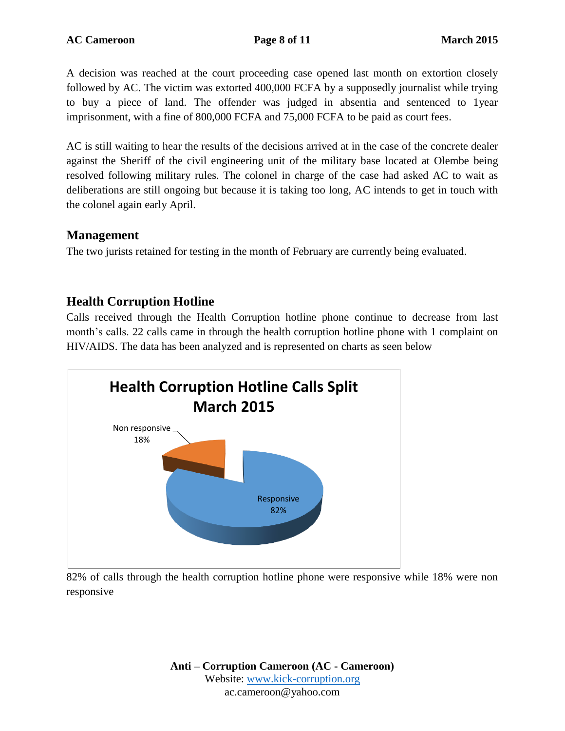A decision was reached at the court proceeding case opened last month on extortion closely followed by AC. The victim was extorted 400,000 FCFA by a supposedly journalist while trying to buy a piece of land. The offender was judged in absentia and sentenced to 1year imprisonment, with a fine of 800,000 FCFA and 75,000 FCFA to be paid as court fees.

AC is still waiting to hear the results of the decisions arrived at in the case of the concrete dealer against the Sheriff of the civil engineering unit of the military base located at Olembe being resolved following military rules. The colonel in charge of the case had asked AC to wait as deliberations are still ongoing but because it is taking too long, AC intends to get in touch with the colonel again early April.

## Management

The two jurists retained for testing in the month of February are currently being evaluated.

## Health Corruption Hotline

Calls received through the Health Corruption hotline phone continue to decrease from last month's calls. 22 calls came in through the health corruption hotline phone with 1 complaint on HIV/AIDS. The data has been analyzed and is represented on charts as seen below

Health Corruption Hotline Calls Split
March 2015

Non responsive
18%

Responsive
82%

82% of calls through the health corruption hotline phone were responsive while 18% were non responsive

**Anti – Corruption Cameroon (AC - Cameroon)**
Website: www.kick-corruption.org
ac.cameroon@yahoo.com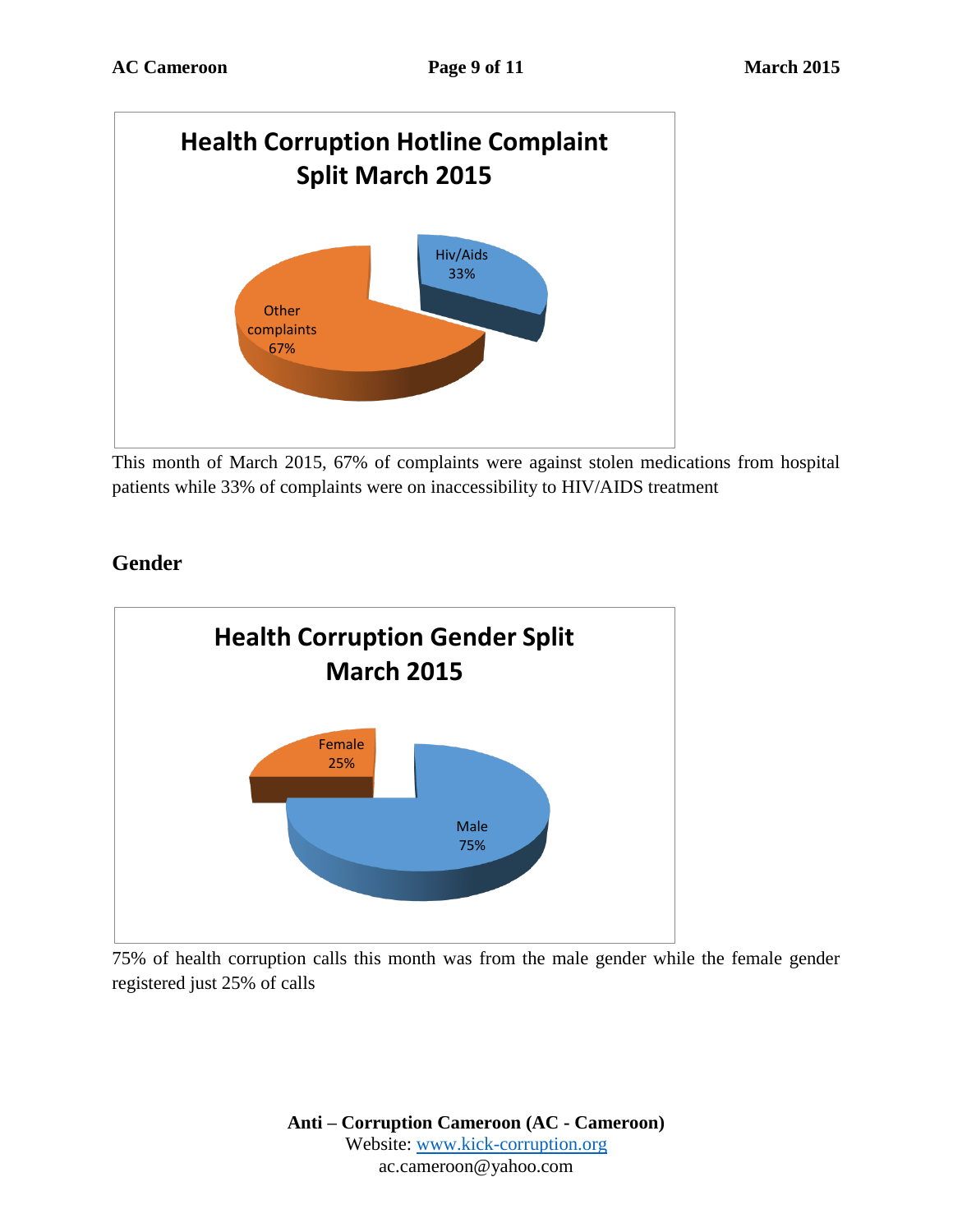Health Corruption Hotline Complaint Split March 2015

Hiv/Aids 33%

Other complaints 67%

This month of March 2015, 67% of complaints were against stolen medications from hospital patients while 33% of complaints were on inaccessibility to HIV/AIDS treatment

## Gender

Health Corruption Gender Split March 2015

Female 25%

Male 75%

75% of health corruption calls this month was from the male gender while the female gender registered just 25% of calls

**Anti – Corruption Cameroon (AC - Cameroon)**
Website: www.kick-corruption.org
ac.cameroon@yahoo.com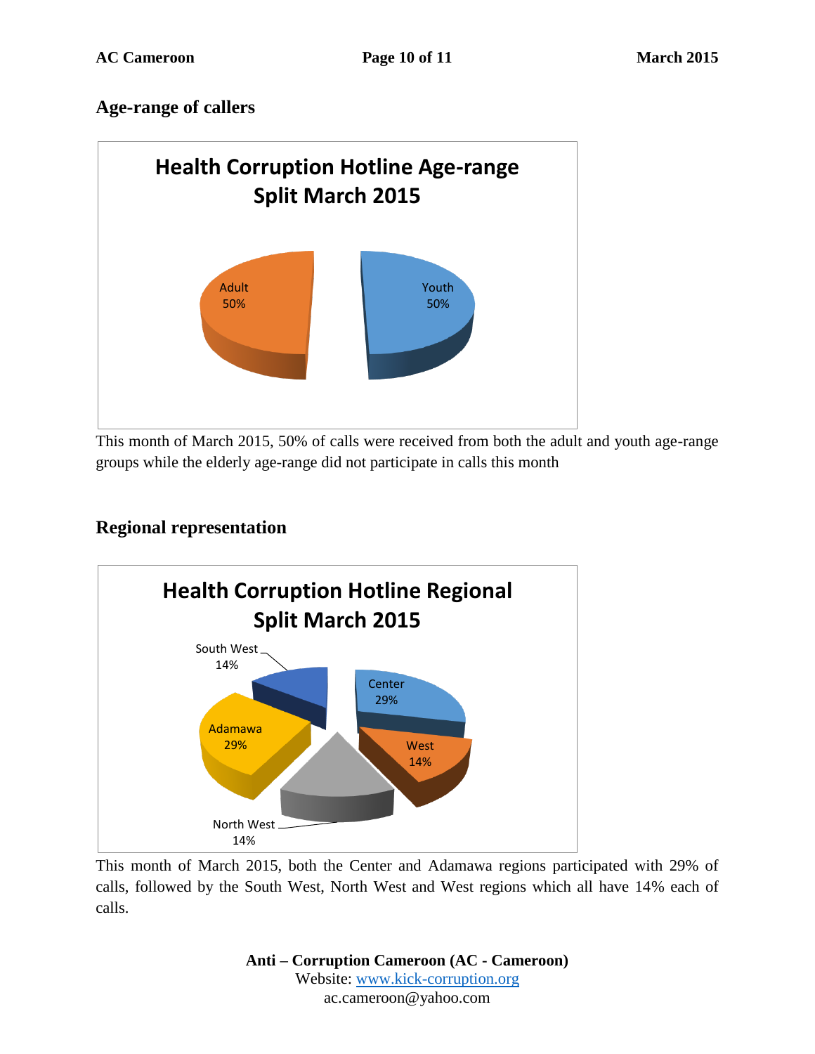## Age-range of callers

**Health Corruption Hotline Age-range Split March 2015**

| Age-range | Percentage |
|---|---|
| Adult | 50% |
| Youth | 50% |

This month of March 2015, 50% of calls were received from both the adult and youth age-range groups while the elderly age-range did not participate in calls this month

## Regional representation

**Health Corruption Hotline Regional Split March 2015**

| Region | Percentage |
|---|---|
| Center | 29% |
| West | 14% |
| North West | 14% |
| Adamawa | 29% |
| South West | 14% |

This month of March 2015, both the Center and Adamawa regions participated with 29% of calls, followed by the South West, North West and West regions which all have 14% each of calls.

**Anti – Corruption Cameroon (AC - Cameroon)**
Website: www.kick-corruption.org
ac.cameroon@yahoo.com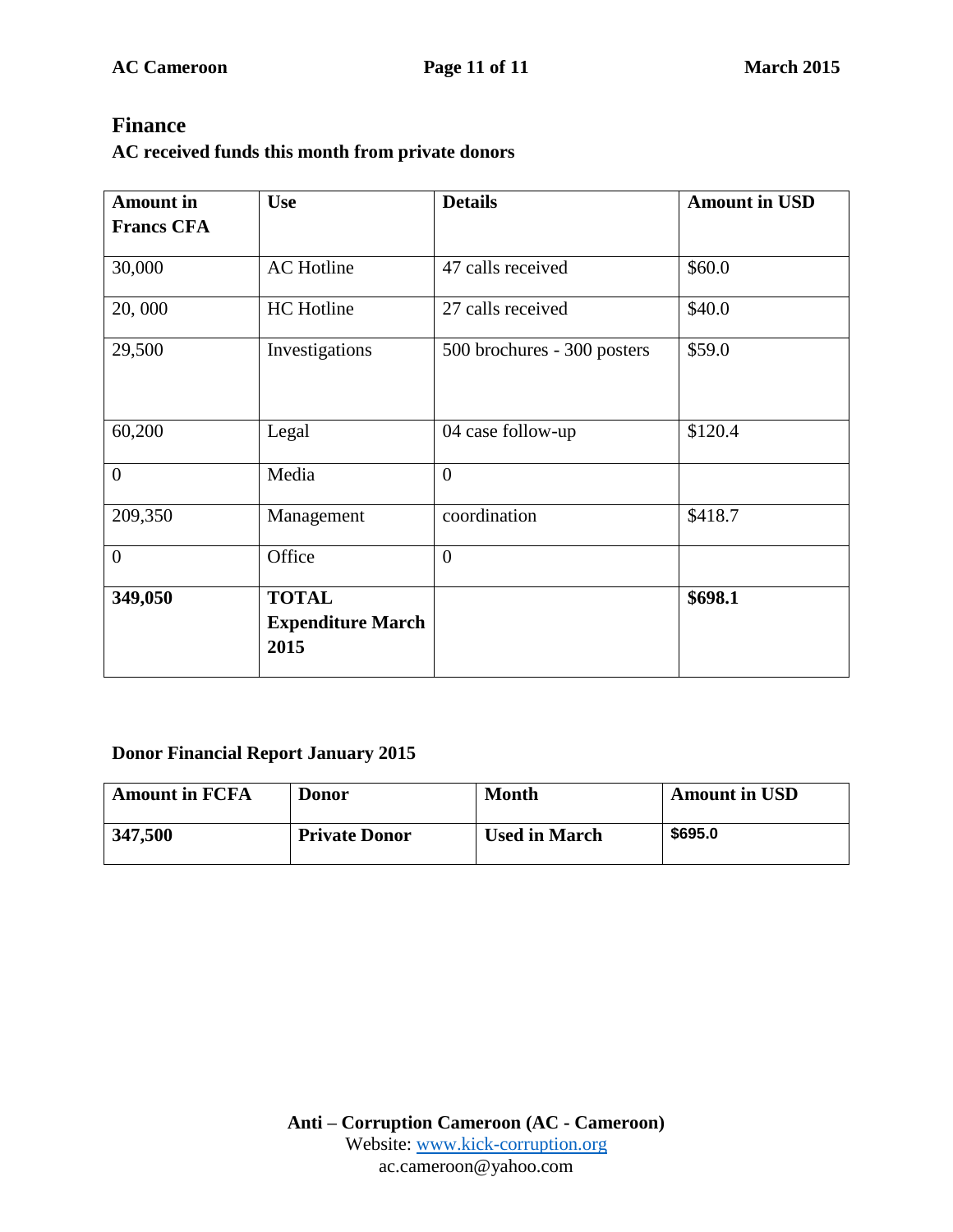## Finance

**AC received funds this month from private donors**

| Amount in Francs CFA | Use | Details | Amount in USD |
|---|---|---|---|
| 30,000 | AC Hotline | 47 calls received | $60.0 |
| 20, 000 | HC Hotline | 27 calls received | $40.0 |
| 29,500 | Investigations | 500 brochures - 300 posters | $59.0 |
| 60,200 | Legal | 04 case follow-up | $120.4 |
| 0 | Media | 0 | |
| 209,350 | Management | coordination | $418.7 |
| 0 | Office | 0 | |
| **349,050** | **TOTAL Expenditure March 2015** | | **$698.1** |

**Donor Financial Report January 2015**

| Amount in FCFA | Donor | Month | Amount in USD |
|---|---|---|---|
| **347,500** | **Private Donor** | **Used in March** | **$695.0** |

**Anti – Corruption Cameroon (AC - Cameroon)**
Website: www.kick-corruption.org
ac.cameroon@yahoo.com